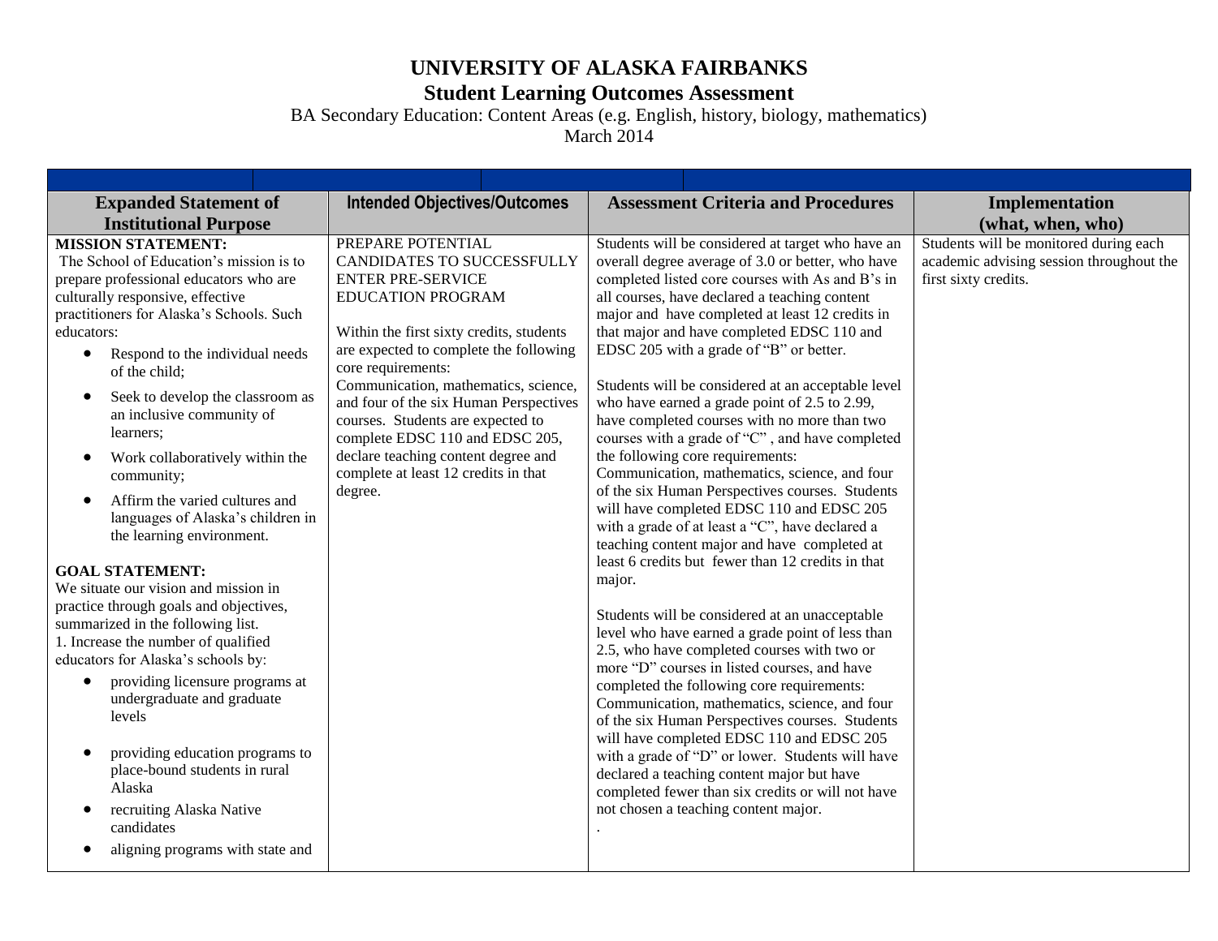# UNIVERSITY OF ALASKA FAIRBANKS

## Student Learning Outcomes Assessment

BA Secondary Education: Content Areas (e.g. English, history, biology, mathematics)

March 2014

| Expanded Statement of Institutional Purpose | Intended Objectives/Outcomes | Assessment Criteria and Procedures | Implementation (what, when, who) |
|---|---|---|---|
| **MISSION STATEMENT:**<br>The School of Education's mission is to prepare professional educators who are culturally responsive, effective practitioners for Alaska's Schools. Such educators:<br>• Respond to the individual needs of the child;<br>• Seek to develop the classroom as an inclusive community of learners;<br>• Work collaboratively within the community;<br>• Affirm the varied cultures and languages of Alaska's children in the learning environment.<br><br>**GOAL STATEMENT:**<br>We situate our vision and mission in practice through goals and objectives, summarized in the following list.<br>1. Increase the number of qualified educators for Alaska's schools by:<br>• providing licensure programs at undergraduate and graduate levels<br>• providing education programs to place-bound students in rural Alaska<br>• recruiting Alaska Native candidates<br>• aligning programs with state and | PREPARE POTENTIAL CANDIDATES TO SUCCESSFULLY ENTER PRE-SERVICE EDUCATION PROGRAM<br><br>Within the first sixty credits, students are expected to complete the following core requirements: Communication, mathematics, science, and four of the six Human Perspectives courses. Students are expected to complete EDSC 110 and EDSC 205, declare teaching content degree and complete at least 12 credits in that degree. | Students will be considered at target who have an overall degree average of 3.0 or better, who have completed listed core courses with As and B's in all courses, have declared a teaching content major and have completed at least 12 credits in that major and have completed EDSC 110 and EDSC 205 with a grade of "B" or better.<br><br>Students will be considered at an acceptable level who have earned a grade point of 2.5 to 2.99, have completed courses with no more than two courses with a grade of "C" , and have completed the following core requirements: Communication, mathematics, science, and four of the six Human Perspectives courses. Students will have completed EDSC 110 and EDSC 205 with a grade of at least a "C", have declared a teaching content major and have completed at least 6 credits but fewer than 12 credits in that major.<br><br>Students will be considered at an unacceptable level who have earned a grade point of less than 2.5, who have completed courses with two or more "D" courses in listed courses, and have completed the following core requirements: Communication, mathematics, science, and four of the six Human Perspectives courses. Students will have completed EDSC 110 and EDSC 205 with a grade of "D" or lower. Students will have declared a teaching content major but have completed fewer than six credits or will not have not chosen a teaching content major.<br>. | Students will be monitored during each academic advising session throughout the first sixty credits. |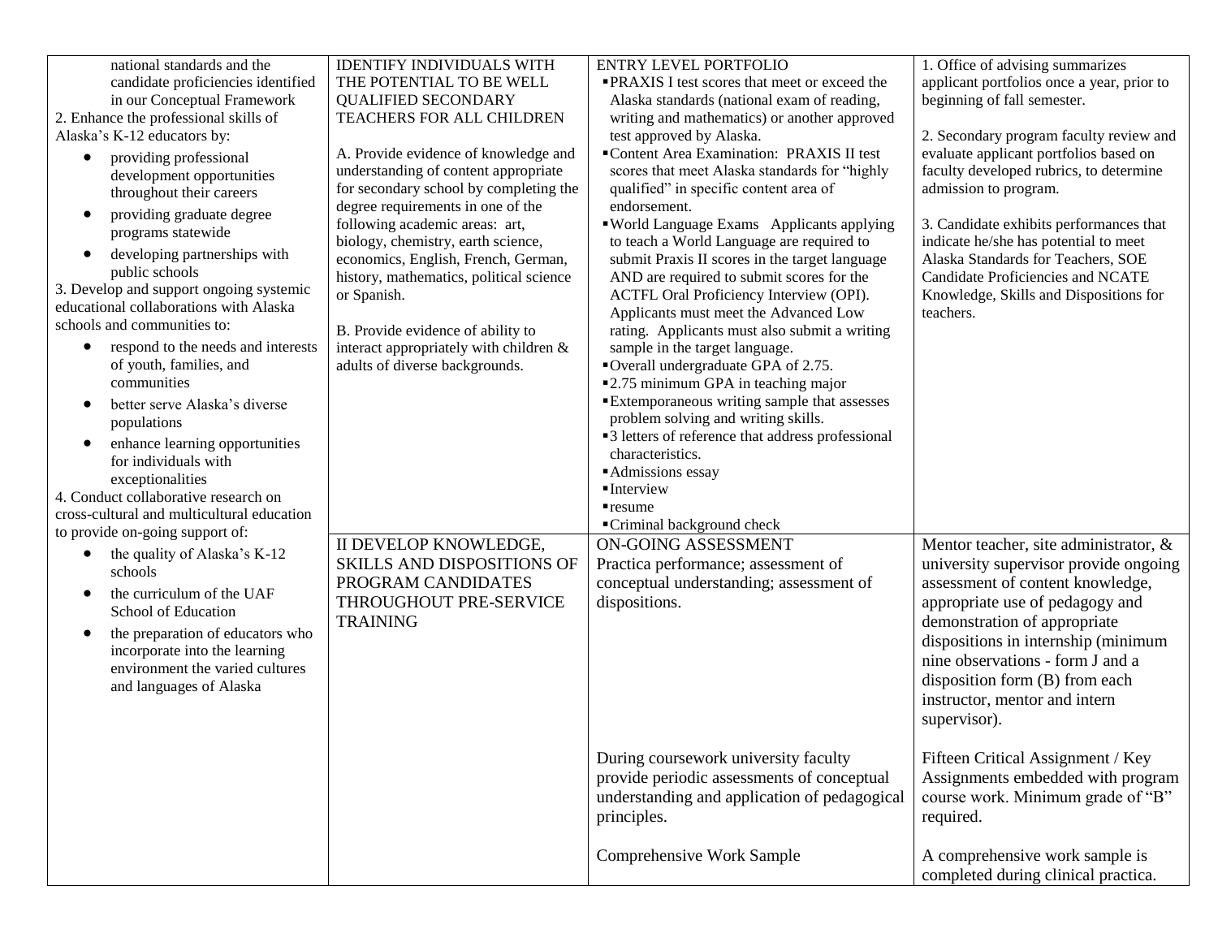| | | | |
|---|---|---|---|
| national standards and the candidate proficiencies identified in our Conceptual Framework<br>2. Enhance the professional skills of Alaska's K-12 educators by:<br>• providing professional development opportunities throughout their careers<br>• providing graduate degree programs statewide<br>• developing partnerships with public schools<br>3. Develop and support ongoing systemic educational collaborations with Alaska schools and communities to:<br>• respond to the needs and interests of youth, families, and communities<br>• better serve Alaska's diverse populations<br>• enhance learning opportunities for individuals with exceptionalities<br>4. Conduct collaborative research on cross-cultural and multicultural education to provide on-going support of:<br>• the quality of Alaska's K-12 schools<br>• the curriculum of the UAF School of Education<br>• the preparation of educators who incorporate into the learning environment the varied cultures and languages of Alaska | IDENTIFY INDIVIDUALS WITH THE POTENTIAL TO BE WELL QUALIFIED SECONDARY TEACHERS FOR ALL CHILDREN<br><br>A. Provide evidence of knowledge and understanding of content appropriate for secondary school by completing the degree requirements in one of the following academic areas: art, biology, chemistry, earth science, economics, English, French, German, history, mathematics, political science or Spanish.<br><br>B. Provide evidence of ability to interact appropriately with children & adults of diverse backgrounds. | ENTRY LEVEL PORTFOLIO<br>▪PRAXIS I test scores that meet or exceed the Alaska standards (national exam of reading, writing and mathematics) or another approved test approved by Alaska.<br>▪Content Area Examination: PRAXIS II test scores that meet Alaska standards for "highly qualified" in specific content area of endorsement.<br>▪World Language Exams Applicants applying to teach a World Language are required to submit Praxis II scores in the target language AND are required to submit scores for the ACTFL Oral Proficiency Interview (OPI). Applicants must meet the Advanced Low rating. Applicants must also submit a writing sample in the target language.<br>▪Overall undergraduate GPA of 2.75.<br>▪2.75 minimum GPA in teaching major<br>▪Extemporaneous writing sample that assesses problem solving and writing skills.<br>▪3 letters of reference that address professional characteristics.<br>▪Admissions essay<br>▪Interview<br>▪resume<br>▪Criminal background check | 1. Office of advising summarizes applicant portfolios once a year, prior to beginning of fall semester.<br><br>2. Secondary program faculty review and evaluate applicant portfolios based on faculty developed rubrics, to determine admission to program.<br><br>3. Candidate exhibits performances that indicate he/she has potential to meet Alaska Standards for Teachers, SOE Candidate Proficiencies and NCATE Knowledge, Skills and Dispositions for teachers. |
| | II DEVELOP KNOWLEDGE, SKILLS AND DISPOSITIONS OF PROGRAM CANDIDATES THROUGHOUT PRE-SERVICE TRAINING | ON-GOING ASSESSMENT<br>Practica performance; assessment of conceptual understanding; assessment of dispositions.<br><br>During coursework university faculty provide periodic assessments of conceptual understanding and application of pedagogical principles.<br><br>Comprehensive Work Sample | Mentor teacher, site administrator, & university supervisor provide ongoing assessment of content knowledge, appropriate use of pedagogy and demonstration of appropriate dispositions in internship (minimum nine observations - form J and a disposition form (B) from each instructor, mentor and intern supervisor).<br><br>Fifteen Critical Assignment / Key Assignments embedded with program course work. Minimum grade of "B" required.<br><br>A comprehensive work sample is completed during clinical practica. |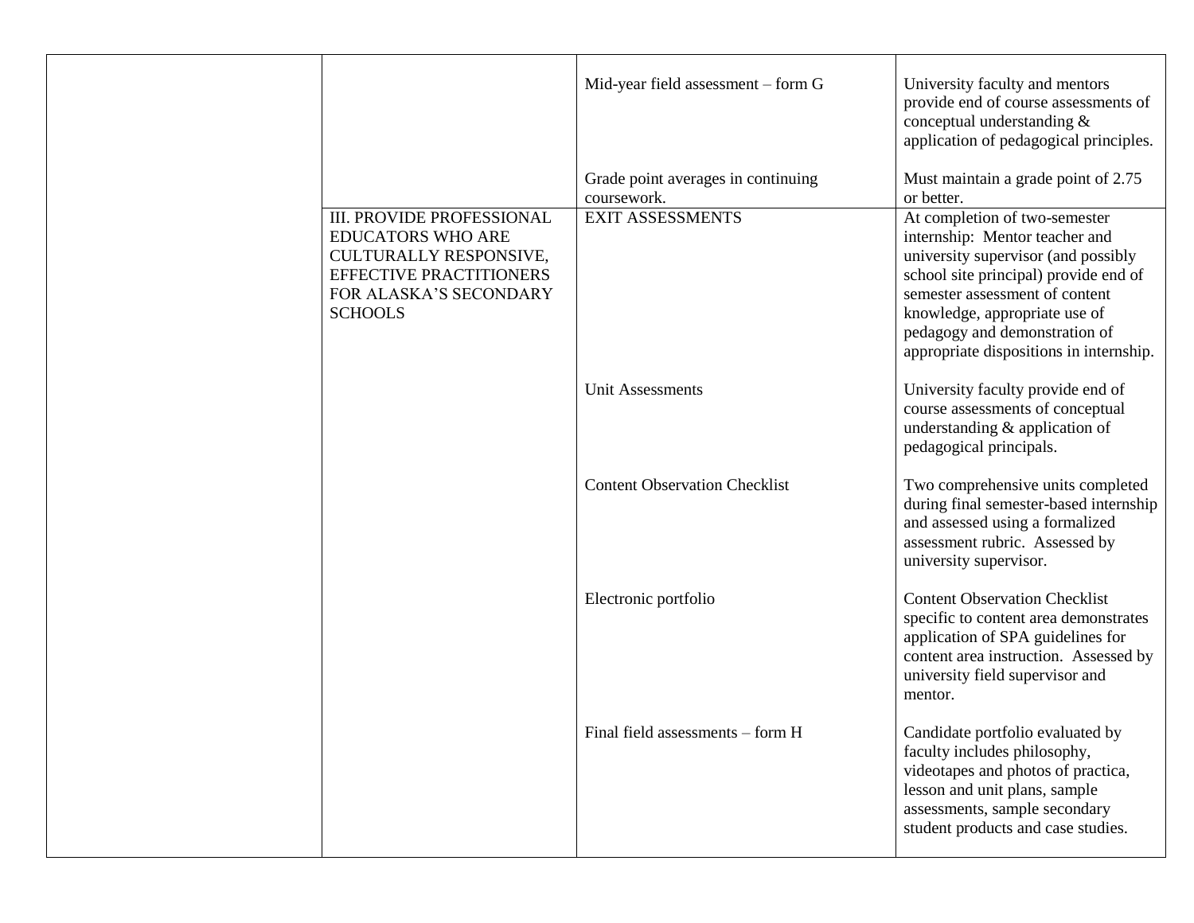|  |  |  |  |
|---|---|---|---|
|  |  | Mid-year field assessment – form G | University faculty and mentors provide end of course assessments of conceptual understanding & application of pedagogical principles. |
|  |  | Grade point averages in continuing coursework. | Must maintain a grade point of 2.75 or better. |
|  | III. PROVIDE PROFESSIONAL EDUCATORS WHO ARE CULTURALLY RESPONSIVE, EFFECTIVE PRACTITIONERS FOR ALASKA'S SECONDARY SCHOOLS | EXIT ASSESSMENTS | At completion of two-semester internship: Mentor teacher and university supervisor (and possibly school site principal) provide end of semester assessment of content knowledge, appropriate use of pedagogy and demonstration of appropriate dispositions in internship. |
|  |  | Unit Assessments | University faculty provide end of course assessments of conceptual understanding & application of pedagogical principals. |
|  |  | Content Observation Checklist | Two comprehensive units completed during final semester-based internship and assessed using a formalized assessment rubric. Assessed by university supervisor. |
|  |  | Electronic portfolio | Content Observation Checklist specific to content area demonstrates application of SPA guidelines for content area instruction. Assessed by university field supervisor and mentor. |
|  |  | Final field assessments – form H | Candidate portfolio evaluated by faculty includes philosophy, videotapes and photos of practica, lesson and unit plans, sample assessments, sample secondary student products and case studies. |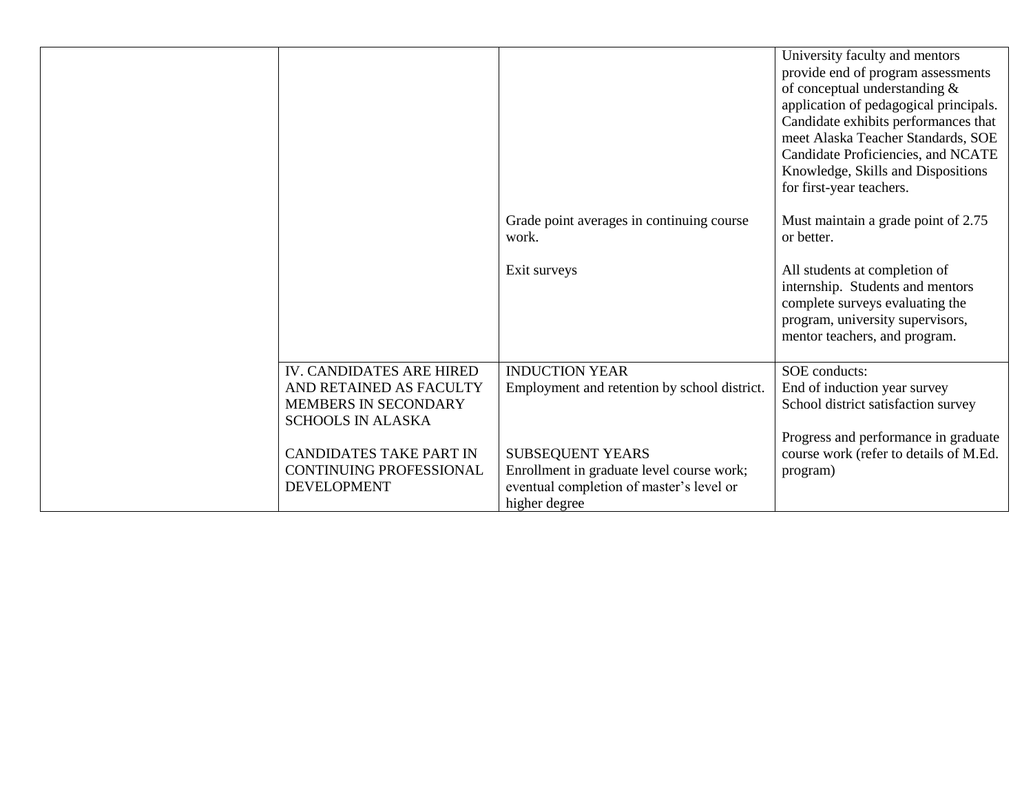| | | | |
|---|---|---|---|
| | | | University faculty and mentors provide end of program assessments of conceptual understanding & application of pedagogical principals. Candidate exhibits performances that meet Alaska Teacher Standards, SOE Candidate Proficiencies, and NCATE Knowledge, Skills and Dispositions for first-year teachers. |
| | | Grade point averages in continuing course work. | Must maintain a grade point of 2.75 or better. |
| | | Exit surveys | All students at completion of internship. Students and mentors complete surveys evaluating the program, university supervisors, mentor teachers, and program. |
| | IV. CANDIDATES ARE HIRED AND RETAINED AS FACULTY MEMBERS IN SECONDARY SCHOOLS IN ALASKA | INDUCTION YEAR<br>Employment and retention by school district. | SOE conducts:<br>End of induction year survey<br>School district satisfaction survey |
| | CANDIDATES TAKE PART IN CONTINUING PROFESSIONAL DEVELOPMENT | SUBSEQUENT YEARS<br>Enrollment in graduate level course work; eventual completion of master's level or higher degree | Progress and performance in graduate course work (refer to details of M.Ed. program) |